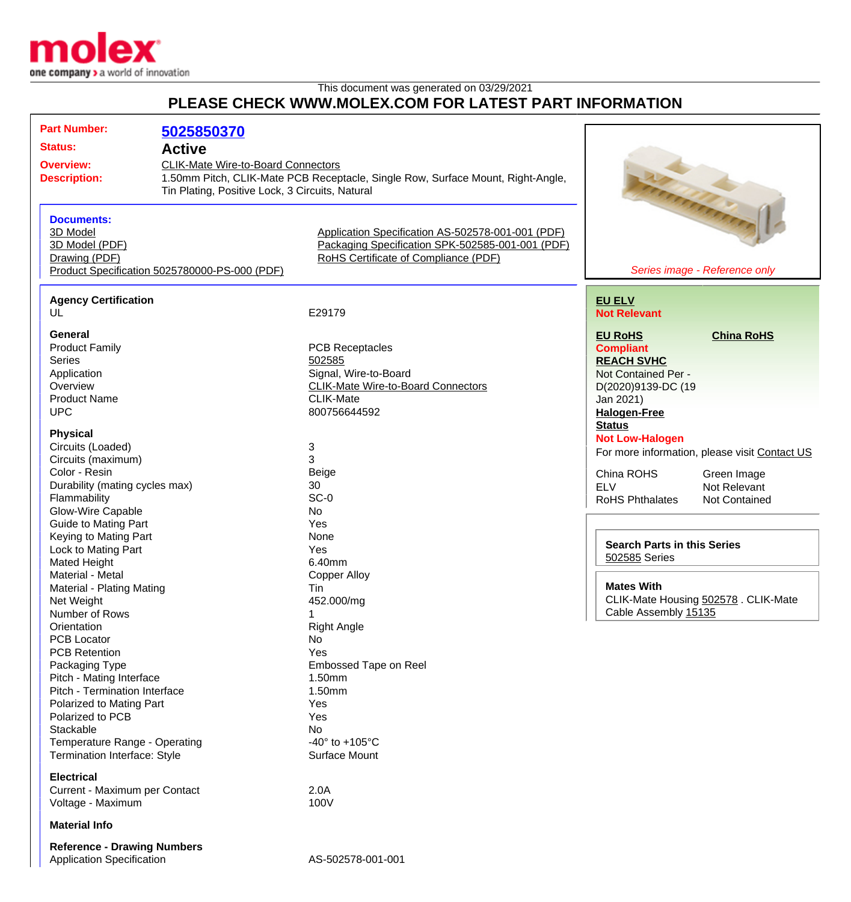This document was generated on 03/29/2021

# PLEASE CHECK WWW.MOLEX.COM FOR LATEST PART INFORMATION

| | |
|---|---|
| **Part Number:** | **5025850370** |
| **Status:** | **Active** |
| **Overview:** | CLIK-Mate Wire-to-Board Connectors |
| **Description:** | 1.50mm Pitch, CLIK-Mate PCB Receptacle, Single Row, Surface Mount, Right-Angle, Tin Plating, Positive Lock, 3 Circuits, Natural |

**Documents:**

- 3D Model
- 3D Model (PDF)
- Drawing (PDF)
- Product Specification 5025780000-PS-000 (PDF)
- Application Specification AS-502578-001-001 (PDF)
- Packaging Specification SPK-502585-001-001 (PDF)
- RoHS Certificate of Compliance (PDF)

*Series image - Reference only*

### Agency Certification

| | |
|---|---|
| UL | E29179 |

### General

| | |
|---|---|
| Product Family | PCB Receptacles |
| Series | 502585 |
| Application | Signal, Wire-to-Board |
| Overview | CLIK-Mate Wire-to-Board Connectors |
| Product Name | CLIK-Mate |
| UPC | 800756644592 |

### Physical

| | |
|---|---|
| Circuits (Loaded) | 3 |
| Circuits (maximum) | 3 |
| Color - Resin | Beige |
| Durability (mating cycles max) | 30 |
| Flammability | SC-0 |
| Glow-Wire Capable | No |
| Guide to Mating Part | Yes |
| Keying to Mating Part | None |
| Lock to Mating Part | Yes |
| Mated Height | 6.40mm |
| Material - Metal | Copper Alloy |
| Material - Plating Mating | Tin |
| Net Weight | 452.000/mg |
| Number of Rows | 1 |
| Orientation | Right Angle |
| PCB Locator | No |
| PCB Retention | Yes |
| Packaging Type | Embossed Tape on Reel |
| Pitch - Mating Interface | 1.50mm |
| Pitch - Termination Interface | 1.50mm |
| Polarized to Mating Part | Yes |
| Polarized to PCB | Yes |
| Stackable | No |
| Temperature Range - Operating | -40° to +105°C |
| Termination Interface: Style | Surface Mount |

### Electrical

| | |
|---|---|
| Current - Maximum per Contact | 2.0A |
| Voltage - Maximum | 100V |

### Material Info

### Reference - Drawing Numbers

| | |
|---|---|
| Application Specification | AS-502578-001-001 |

**EU ELV**
**Not Relevant**

**EU RoHS** | **China RoHS**
**Compliant**

**REACH SVHC**
Not Contained Per - D(2020)9139-DC (19 Jan 2021)

**Halogen-Free Status**
**Not Low-Halogen**

For more information, please visit Contact US

| | |
|---|---|
| China ROHS | Green Image |
| ELV | Not Relevant |
| RoHS Phthalates | Not Contained |

**Search Parts in this Series**
502585 Series

**Mates With**
CLIK-Mate Housing 502578 . CLIK-Mate Cable Assembly 15135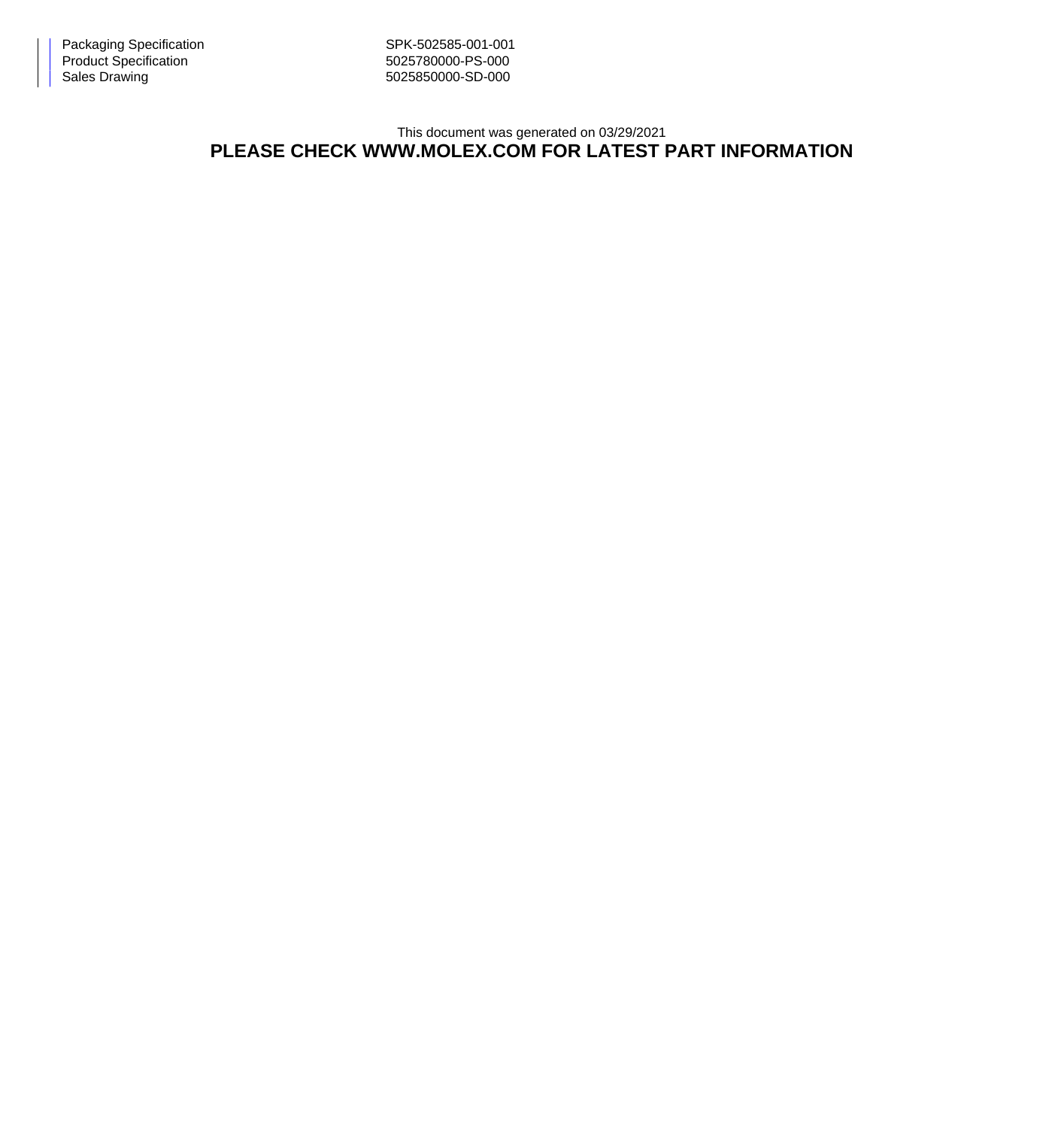| | |
|---|---|
| Packaging Specification | SPK-502585-001-001 |
| Product Specification | 5025780000-PS-000 |
| Sales Drawing | 5025850000-SD-000 |

This document was generated on 03/29/2021

**PLEASE CHECK WWW.MOLEX.COM FOR LATEST PART INFORMATION**